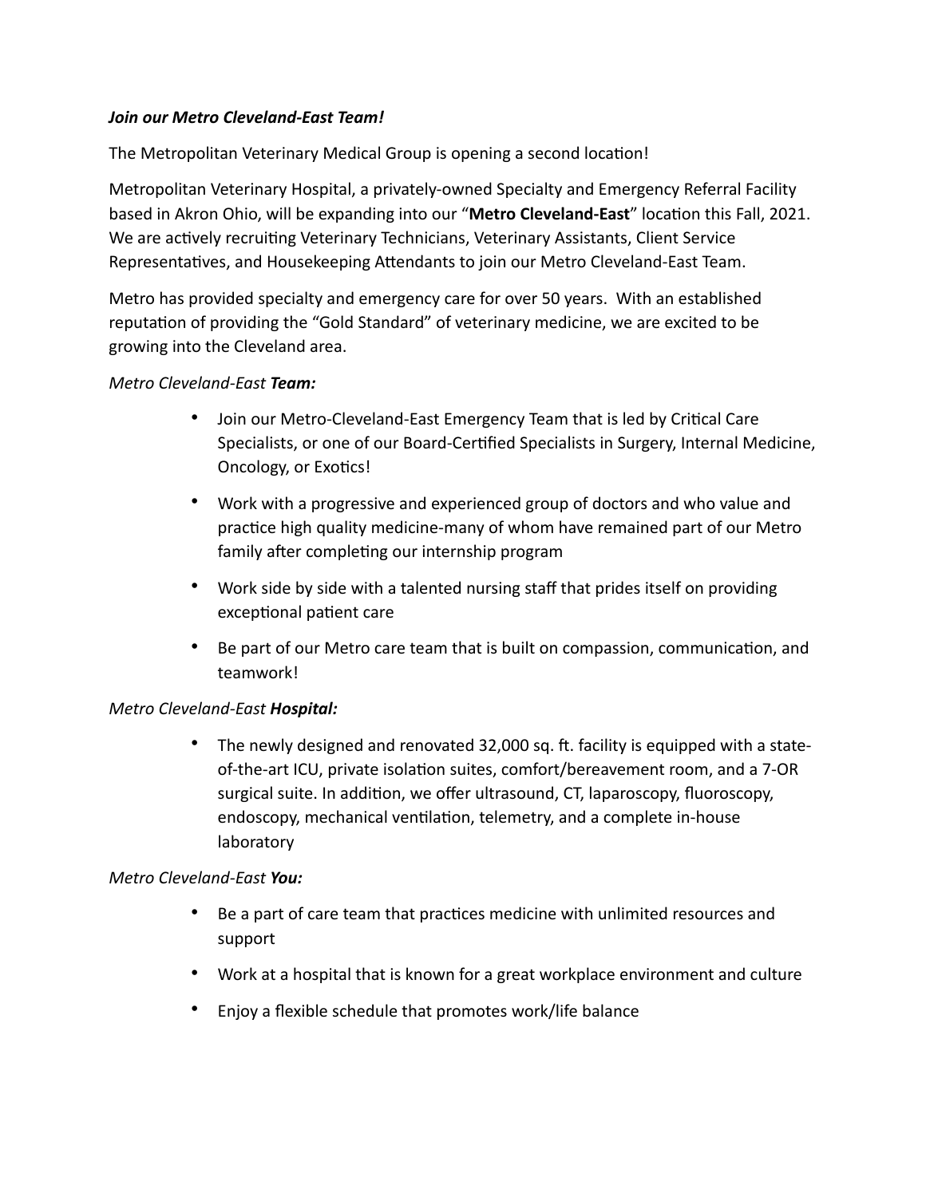***Join our Metro Cleveland-East Team!***

The Metropolitan Veterinary Medical Group is opening a second location!

Metropolitan Veterinary Hospital, a privately-owned Specialty and Emergency Referral Facility based in Akron Ohio, will be expanding into our "**Metro Cleveland-East**" location this Fall, 2021. We are actively recruiting Veterinary Technicians, Veterinary Assistants, Client Service Representatives, and Housekeeping Attendants to join our Metro Cleveland-East Team.

Metro has provided specialty and emergency care for over 50 years. With an established reputation of providing the "Gold Standard" of veterinary medicine, we are excited to be growing into the Cleveland area.

*Metro Cleveland-East* ***Team:***

- Join our Metro-Cleveland-East Emergency Team that is led by Critical Care Specialists, or one of our Board-Certified Specialists in Surgery, Internal Medicine, Oncology, or Exotics!
- Work with a progressive and experienced group of doctors and who value and practice high quality medicine-many of whom have remained part of our Metro family after completing our internship program
- Work side by side with a talented nursing staff that prides itself on providing exceptional patient care
- Be part of our Metro care team that is built on compassion, communication, and teamwork!

*Metro Cleveland-East* ***Hospital:***

- The newly designed and renovated 32,000 sq. ft. facility is equipped with a state-of-the-art ICU, private isolation suites, comfort/bereavement room, and a 7-OR surgical suite. In addition, we offer ultrasound, CT, laparoscopy, fluoroscopy, endoscopy, mechanical ventilation, telemetry, and a complete in-house laboratory

*Metro Cleveland-East* ***You:***

- Be a part of care team that practices medicine with unlimited resources and support
- Work at a hospital that is known for a great workplace environment and culture
- Enjoy a flexible schedule that promotes work/life balance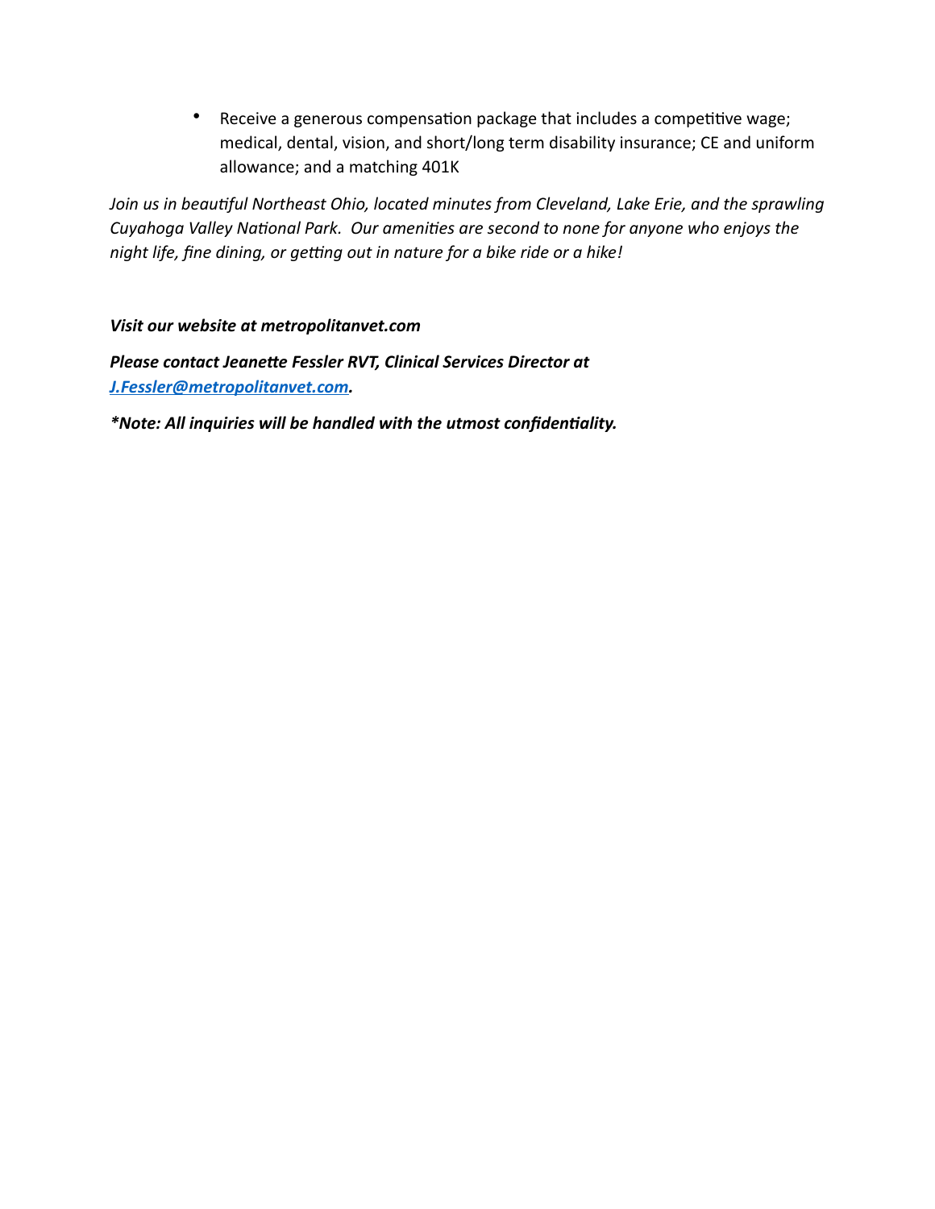- Receive a generous compensation package that includes a competitive wage; medical, dental, vision, and short/long term disability insurance; CE and uniform allowance; and a matching 401K

*Join us in beautiful Northeast Ohio, located minutes from Cleveland, Lake Erie, and the sprawling Cuyahoga Valley National Park. Our amenities are second to none for anyone who enjoys the night life, fine dining, or getting out in nature for a bike ride or a hike!*

***Visit our website at metropolitanvet.com***

***Please contact Jeanette Fessler RVT, Clinical Services Director at [J.Fessler@metropolitanvet.com](mailto:J.Fessler@metropolitanvet.com).***

****Note: All inquiries will be handled with the utmost confidentiality.***